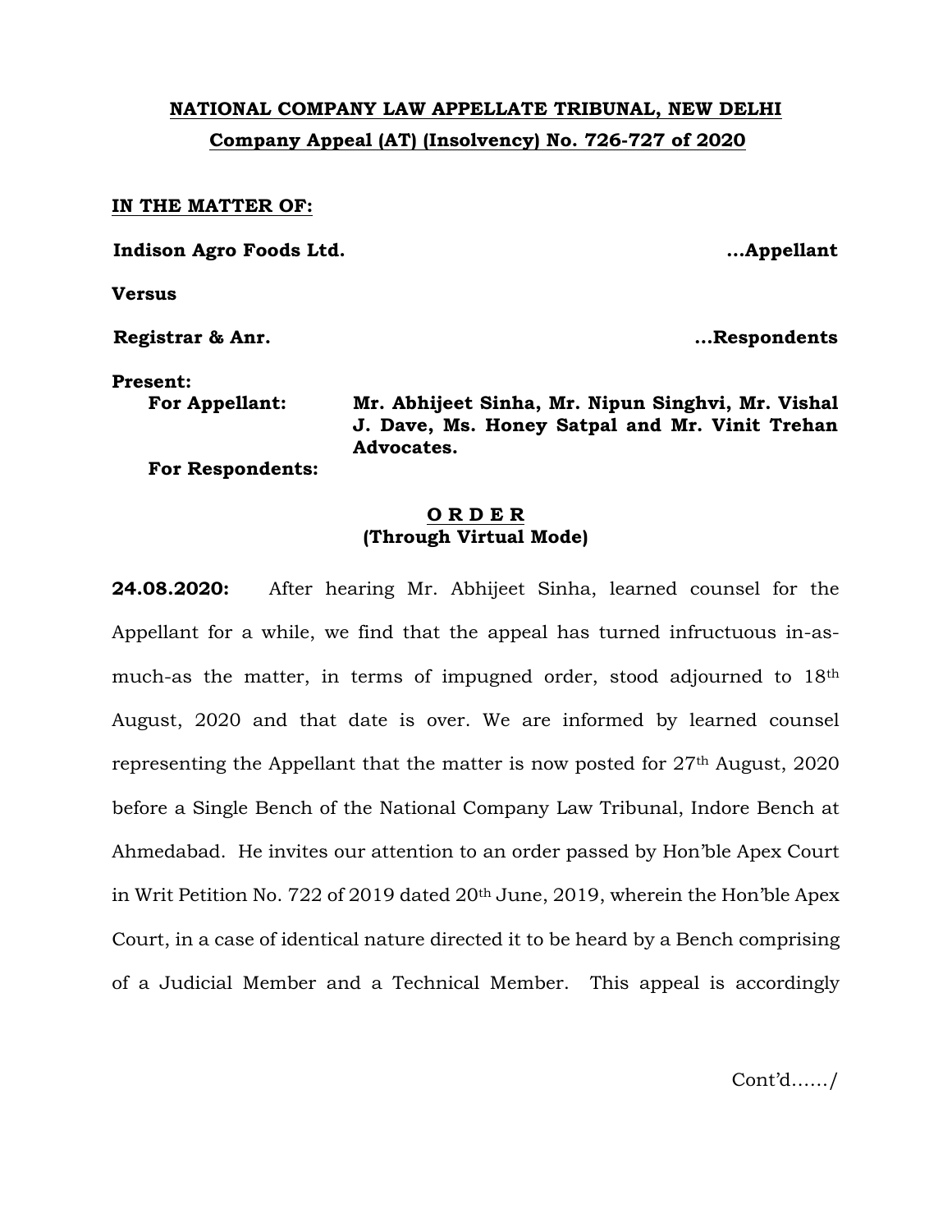**NATIONAL COMPANY LAW APPELLATE TRIBUNAL, NEW DELHI**

**Company Appeal (AT) (Insolvency) No. 726-727 of 2020**

**IN THE MATTER OF:**

**Indison Agro Foods Ltd.** **...Appellant**

**Versus**

**Registrar & Anr.** **...Respondents**

**Present:**

**For Appellant:** **Mr. Abhijeet Sinha, Mr. Nipun Singhvi, Mr. Vishal J. Dave, Ms. Honey Satpal and Mr. Vinit Trehan Advocates.**

**For Respondents:**

**O R D E R**
**(Through Virtual Mode)**

**24.08.2020:** After hearing Mr. Abhijeet Sinha, learned counsel for the Appellant for a while, we find that the appeal has turned infructuous in-as-much-as the matter, in terms of impugned order, stood adjourned to 18th August, 2020 and that date is over. We are informed by learned counsel representing the Appellant that the matter is now posted for 27th August, 2020 before a Single Bench of the National Company Law Tribunal, Indore Bench at Ahmedabad. He invites our attention to an order passed by Hon'ble Apex Court in Writ Petition No. 722 of 2019 dated 20th June, 2019, wherein the Hon'ble Apex Court, in a case of identical nature directed it to be heard by a Bench comprising of a Judicial Member and a Technical Member. This appeal is accordingly

Cont'd....../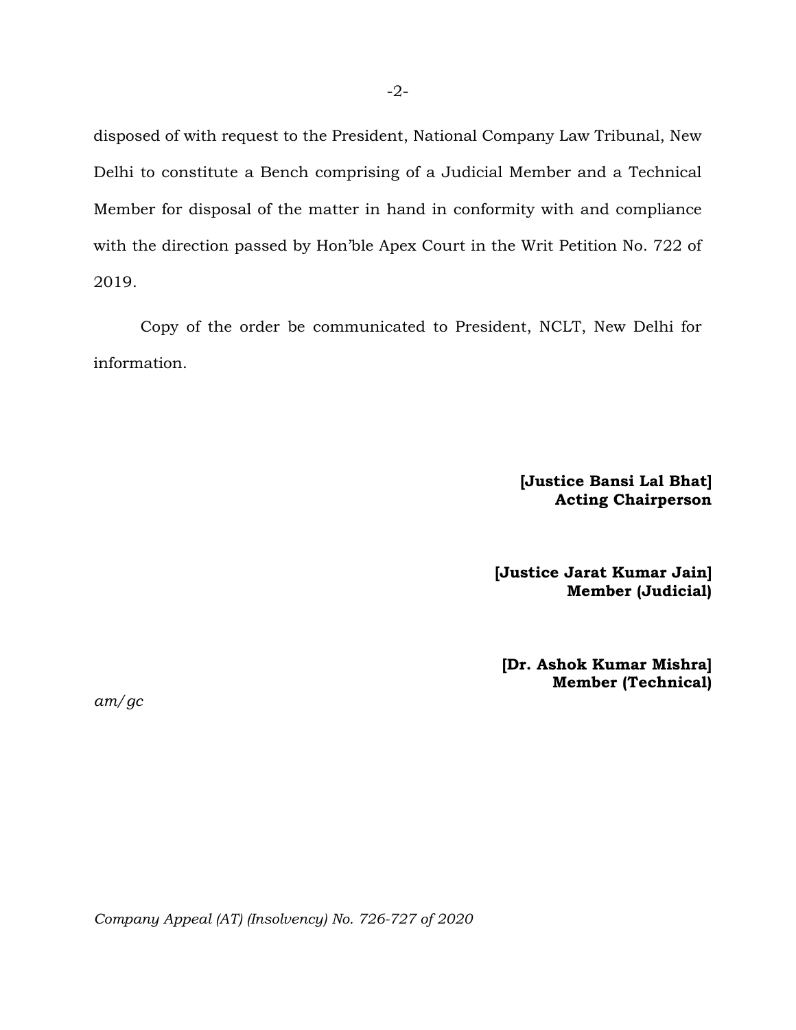disposed of with request to the President, National Company Law Tribunal, New Delhi to constitute a Bench comprising of a Judicial Member and a Technical Member for disposal of the matter in hand in conformity with and compliance with the direction passed by Hon'ble Apex Court in the Writ Petition No. 722 of 2019.

Copy of the order be communicated to President, NCLT, New Delhi for information.

**[Justice Bansi Lal Bhat]**
**Acting Chairperson**

**[Justice Jarat Kumar Jain]**
**Member (Judicial)**

**[Dr. Ashok Kumar Mishra]**
**Member (Technical)**

*am/gc*